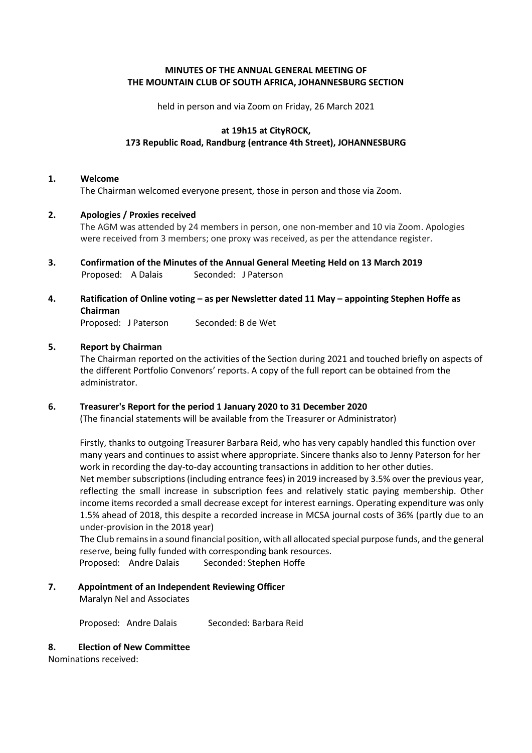**MINUTES OF THE ANNUAL GENERAL MEETING OF**
**THE MOUNTAIN CLUB OF SOUTH AFRICA, JOHANNESBURG SECTION**

held in person and via Zoom on Friday, 26 March 2021

**at 19h15 at CityROCK,**
**173 Republic Road, Randburg (entrance 4th Street), JOHANNESBURG**

**1. Welcome**

The Chairman welcomed everyone present, those in person and those via Zoom.

**2. Apologies / Proxies received**

The AGM was attended by 24 members in person, one non-member and 10 via Zoom. Apologies were received from 3 members; one proxy was received, as per the attendance register.

**3. Confirmation of the Minutes of the Annual General Meeting Held on 13 March 2019**

Proposed: A Dalais Seconded: J Paterson

**4. Ratification of Online voting – as per Newsletter dated 11 May – appointing Stephen Hoffe as Chairman**

Proposed: J Paterson Seconded: B de Wet

**5. Report by Chairman**

The Chairman reported on the activities of the Section during 2021 and touched briefly on aspects of the different Portfolio Convenors' reports. A copy of the full report can be obtained from the administrator.

**6. Treasurer's Report for the period 1 January 2020 to 31 December 2020**

(The financial statements will be available from the Treasurer or Administrator)

Firstly, thanks to outgoing Treasurer Barbara Reid, who has very capably handled this function over many years and continues to assist where appropriate. Sincere thanks also to Jenny Paterson for her work in recording the day-to-day accounting transactions in addition to her other duties.

Net member subscriptions (including entrance fees) in 2019 increased by 3.5% over the previous year, reflecting the small increase in subscription fees and relatively static paying membership. Other income items recorded a small decrease except for interest earnings. Operating expenditure was only 1.5% ahead of 2018, this despite a recorded increase in MCSA journal costs of 36% (partly due to an under-provision in the 2018 year)

The Club remains in a sound financial position, with all allocated special purpose funds, and the general reserve, being fully funded with corresponding bank resources.

Proposed: Andre Dalais Seconded: Stephen Hoffe

**7. Appointment of an Independent Reviewing Officer**

Maralyn Nel and Associates

Proposed: Andre Dalais Seconded: Barbara Reid

**8. Election of New Committee**

Nominations received: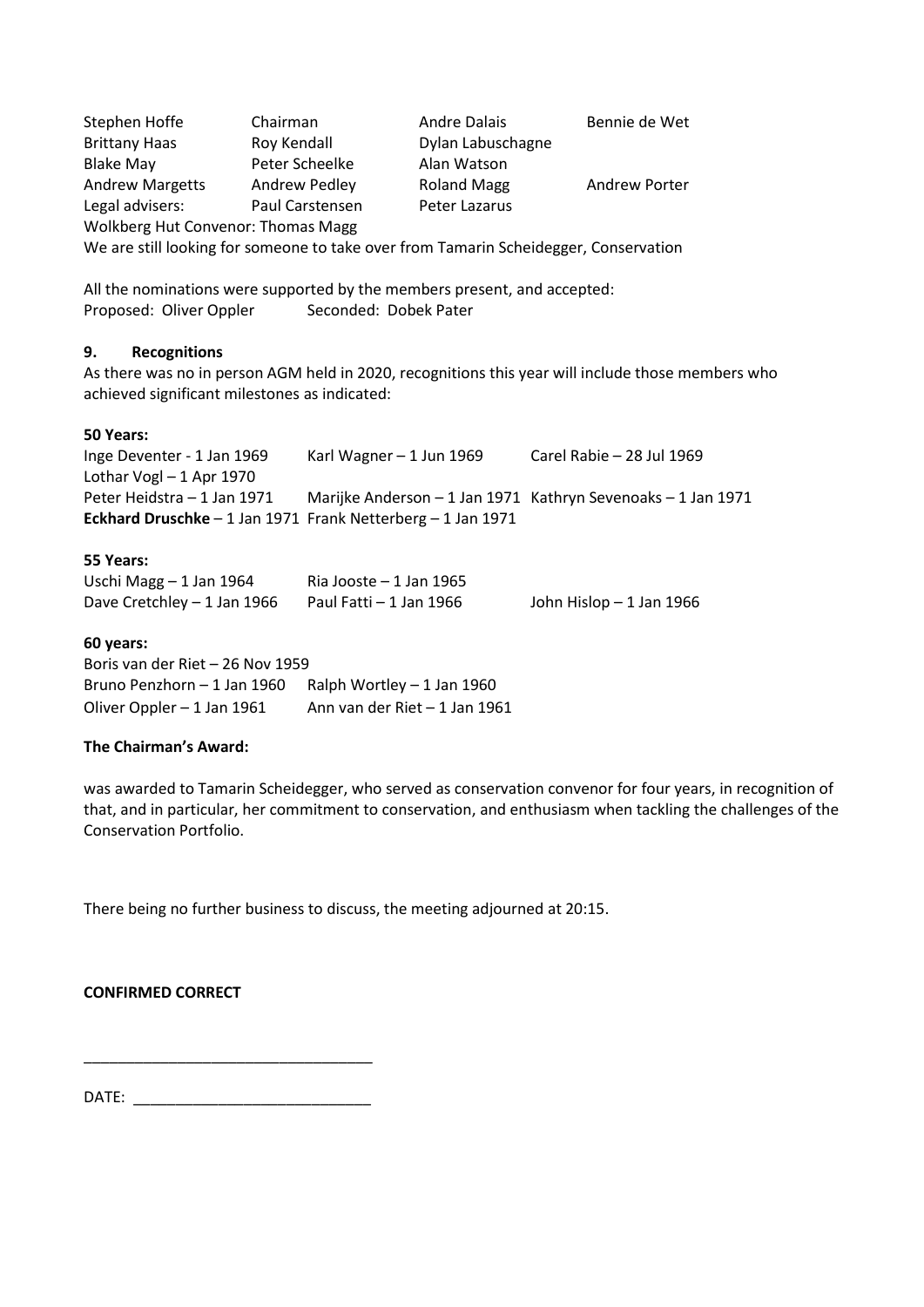| | | | |
|---|---|---|---|
| Stephen Hoffe | Chairman | Andre Dalais | Bennie de Wet |
| Brittany Haas | Roy Kendall | Dylan Labuschagne | |
| Blake May | Peter Scheelke | Alan Watson | |
| Andrew Margetts | Andrew Pedley | Roland Magg | Andrew Porter |
| Legal advisers: | Paul Carstensen | Peter Lazarus | |

Wolkberg Hut Convenor: Thomas Magg

We are still looking for someone to take over from Tamarin Scheidegger, Conservation

All the nominations were supported by the members present, and accepted:
Proposed: Oliver Oppler  Seconded: Dobek Pater

## 9. Recognitions

As there was no in person AGM held in 2020, recognitions this year will include those members who achieved significant milestones as indicated:

**50 Years:**

| | | |
|---|---|---|
| Inge Deventer - 1 Jan 1969 | Karl Wagner – 1 Jun 1969 | Carel Rabie – 28 Jul 1969 |
| Lothar Vogl – 1 Apr 1970 | | |
| Peter Heidstra – 1 Jan 1971 | Marijke Anderson – 1 Jan 1971 | Kathryn Sevenoaks – 1 Jan 1971 |
| **Eckhard Druschke** – 1 Jan 1971 | Frank Netterberg – 1 Jan 1971 | |

**55 Years:**

| | | |
|---|---|---|
| Uschi Magg – 1 Jan 1964 | Ria Jooste – 1 Jan 1965 | |
| Dave Cretchley – 1 Jan 1966 | Paul Fatti – 1 Jan 1966 | John Hislop – 1 Jan 1966 |

**60 years:**

| | |
|---|---|
| Boris van der Riet – 26 Nov 1959 | |
| Bruno Penzhorn – 1 Jan 1960 | Ralph Wortley – 1 Jan 1960 |
| Oliver Oppler – 1 Jan 1961 | Ann van der Riet – 1 Jan 1961 |

**The Chairman's Award:**

was awarded to Tamarin Scheidegger, who served as conservation convenor for four years, in recognition of that, and in particular, her commitment to conservation, and enthusiasm when tackling the challenges of the Conservation Portfolio.

There being no further business to discuss, the meeting adjourned at 20:15.

**CONFIRMED CORRECT**

___________________________________

DATE: ____________________________